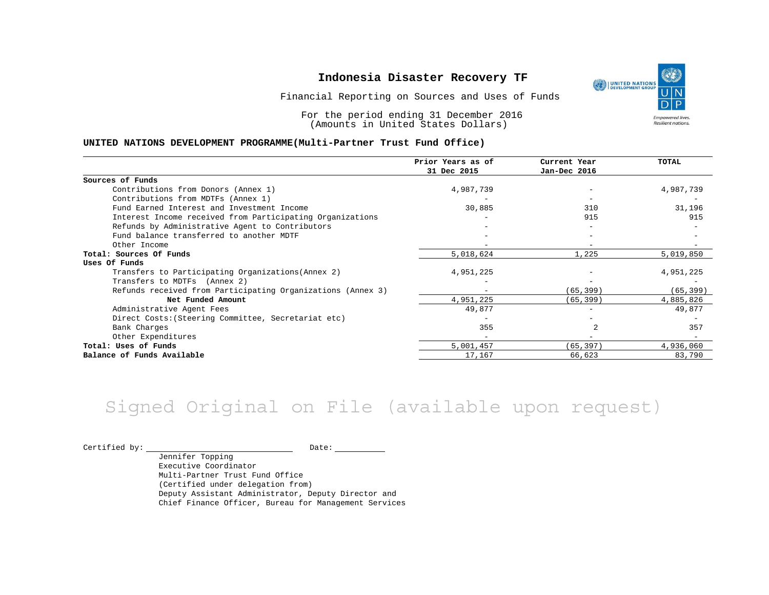# Indonesia Disaster Recovery TF

Financial Reporting on Sources and Uses of Funds

For the period ending 31 December 2016
(Amounts in United States Dollars)

**UNITED NATIONS DEVELOPMENT PROGRAMME(Multi-Partner Trust Fund Office)**

| | Prior Years as of 31 Dec 2015 | Current Year Jan-Dec 2016 | TOTAL |
|---|---|---|---|
| **Sources of Funds** | | | |
| Contributions from Donors (Annex 1) | 4,987,739 | - | 4,987,739 |
| Contributions from MDTFs (Annex 1) | - | - | - |
| Fund Earned Interest and Investment Income | 30,885 | 310 | 31,196 |
| Interest Income received from Participating Organizations | - | 915 | 915 |
| Refunds by Administrative Agent to Contributors | - | - | - |
| Fund balance transferred to another MDTF | - | - | - |
| Other Income | - | - | - |
| **Total: Sources Of Funds** | 5,018,624 | 1,225 | 5,019,850 |
| **Uses Of Funds** | | | |
| Transfers to Participating Organizations(Annex 2) | 4,951,225 | - | 4,951,225 |
| Transfers to MDTFs (Annex 2) | - | - | - |
| Refunds received from Participating Organizations (Annex 3) | - | (65,399) | (65,399) |
| **Net Funded Amount** | 4,951,225 | (65,399) | 4,885,826 |
| Administrative Agent Fees | 49,877 | - | 49,877 |
| Direct Costs:(Steering Committee, Secretariat etc) | - | - | - |
| Bank Charges | 355 | 2 | 357 |
| Other Expenditures | - | - | - |
| **Total: Uses of Funds** | 5,001,457 | (65,397) | 4,936,060 |
| **Balance of Funds Available** | 17,167 | 66,623 | 83,790 |

Signed Original on File (available upon request)

Certified by: ____________________ Date: __________

Jennifer Topping
Executive Coordinator
Multi-Partner Trust Fund Office
(Certified under delegation from)
Deputy Assistant Administrator, Deputy Director and
Chief Finance Officer, Bureau for Management Services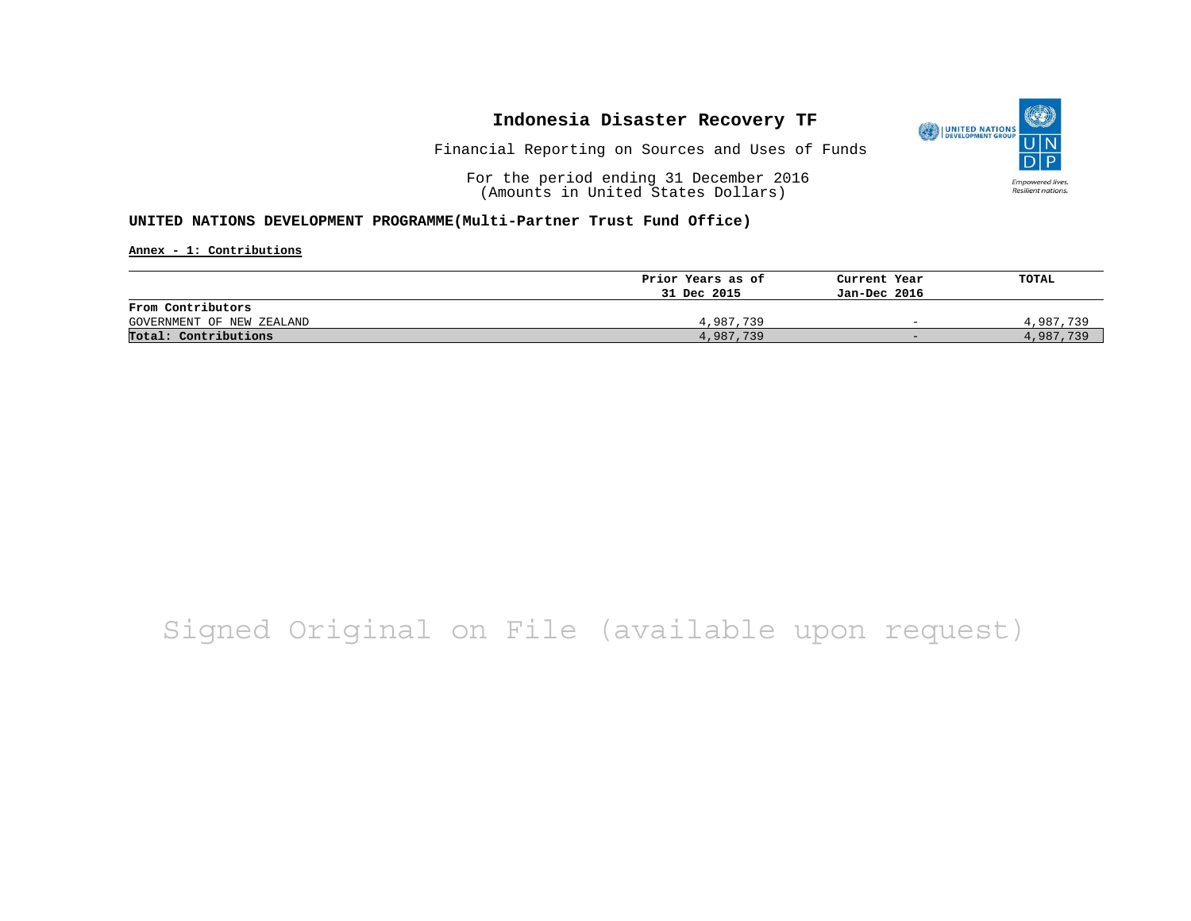# Indonesia Disaster Recovery TF

Financial Reporting on Sources and Uses of Funds

For the period ending 31 December 2016
(Amounts in United States Dollars)

**UNITED NATIONS DEVELOPMENT PROGRAMME(Multi-Partner Trust Fund Office)**

**Annex - 1: Contributions**

| | Prior Years as of 31 Dec 2015 | Current Year Jan-Dec 2016 | TOTAL |
|---|---|---|---|
| **From Contributors** | | | |
| GOVERNMENT OF NEW ZEALAND | 4,987,739 | - | 4,987,739 |
| **Total: Contributions** | 4,987,739 | - | 4,987,739 |

Signed Original on File (available upon request)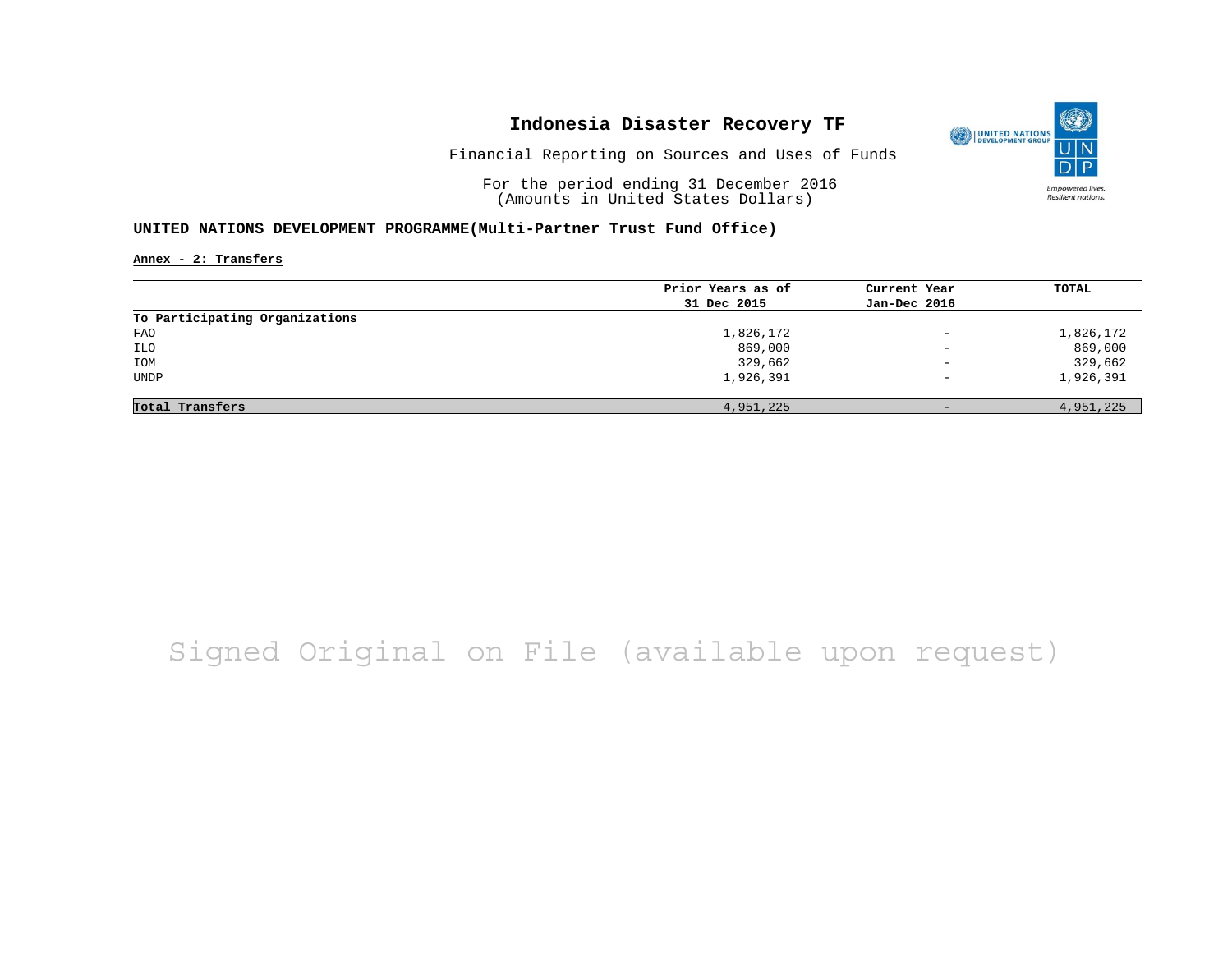# Indonesia Disaster Recovery TF

Financial Reporting on Sources and Uses of Funds

For the period ending 31 December 2016
(Amounts in United States Dollars)

**UNITED NATIONS DEVELOPMENT PROGRAMME(Multi-Partner Trust Fund Office)**

**Annex - 2: Transfers**

| | Prior Years as of 31 Dec 2015 | Current Year Jan-Dec 2016 | TOTAL |
|---|---|---|---|
| **To Participating Organizations** | | | |
| FAO | 1,826,172 | - | 1,826,172 |
| ILO | 869,000 | - | 869,000 |
| IOM | 329,662 | - | 329,662 |
| UNDP | 1,926,391 | - | 1,926,391 |
| **Total Transfers** | 4,951,225 | - | 4,951,225 |

Signed Original on File (available upon request)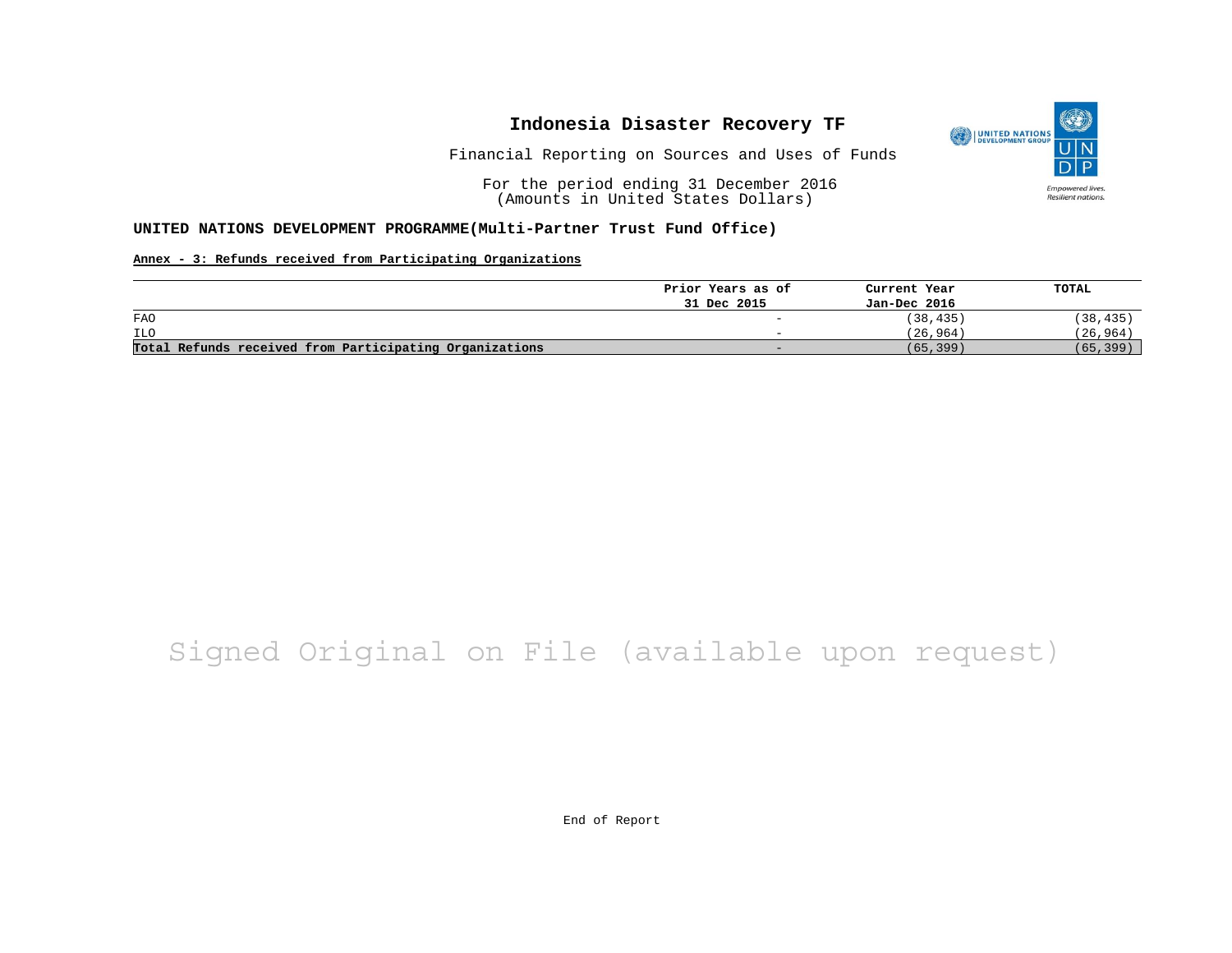# Indonesia Disaster Recovery TF

Financial Reporting on Sources and Uses of Funds

For the period ending 31 December 2016
(Amounts in United States Dollars)

**UNITED NATIONS DEVELOPMENT PROGRAMME(Multi-Partner Trust Fund Office)**

**Annex - 3: Refunds received from Participating Organizations**

| | Prior Years as of 31 Dec 2015 | Current Year Jan-Dec 2016 | TOTAL |
|---|---|---|---|
| FAO | - | (38,435) | (38,435) |
| ILO | - | (26,964) | (26,964) |
| **Total Refunds received from Participating Organizations** | - | (65,399) | (65,399) |

Signed Original on File (available upon request)

End of Report